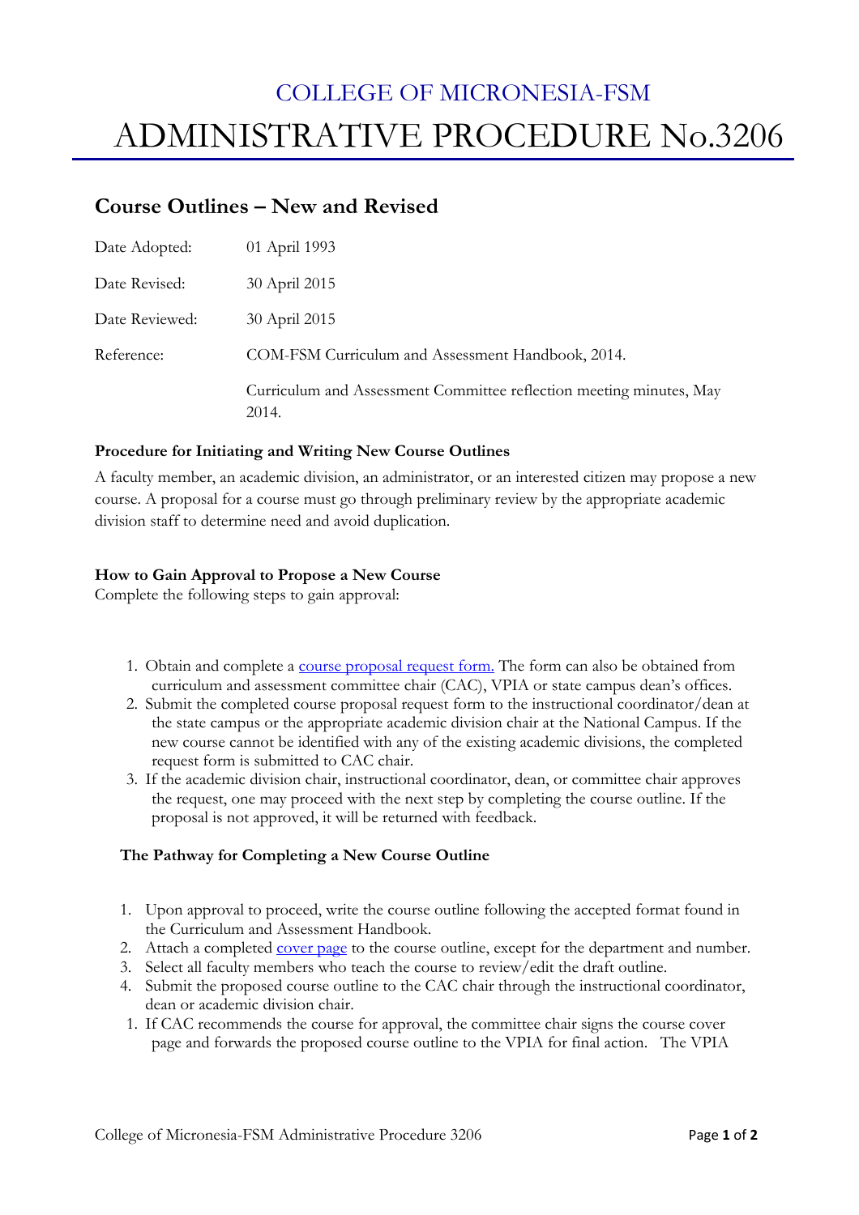COLLEGE OF MICRONESIA-FSM

# ADMINISTRATIVE PROCEDURE No.3206

## Course Outlines – New and Revised

| | |
|---|---|
| Date Adopted: | 01 April 1993 |
| Date Revised: | 30 April 2015 |
| Date Reviewed: | 30 April 2015 |
| Reference: | COM-FSM Curriculum and Assessment Handbook, 2014. |
| | Curriculum and Assessment Committee reflection meeting minutes, May 2014. |

### Procedure for Initiating and Writing New Course Outlines

A faculty member, an academic division, an administrator, or an interested citizen may propose a new course. A proposal for a course must go through preliminary review by the appropriate academic division staff to determine need and avoid duplication.

### How to Gain Approval to Propose a New Course

Complete the following steps to gain approval:

1. Obtain and complete a course proposal request form. The form can also be obtained from curriculum and assessment committee chair (CAC), VPIA or state campus dean's offices.
2. Submit the completed course proposal request form to the instructional coordinator/dean at the state campus or the appropriate academic division chair at the National Campus. If the new course cannot be identified with any of the existing academic divisions, the completed request form is submitted to CAC chair.
3. If the academic division chair, instructional coordinator, dean, or committee chair approves the request, one may proceed with the next step by completing the course outline. If the proposal is not approved, it will be returned with feedback.

### The Pathway for Completing a New Course Outline

1. Upon approval to proceed, write the course outline following the accepted format found in the Curriculum and Assessment Handbook.
2. Attach a completed cover page to the course outline, except for the department and number.
3. Select all faculty members who teach the course to review/edit the draft outline.
4. Submit the proposed course outline to the CAC chair through the instructional coordinator, dean or academic division chair.

1. If CAC recommends the course for approval, the committee chair signs the course cover page and forwards the proposed course outline to the VPIA for final action. The VPIA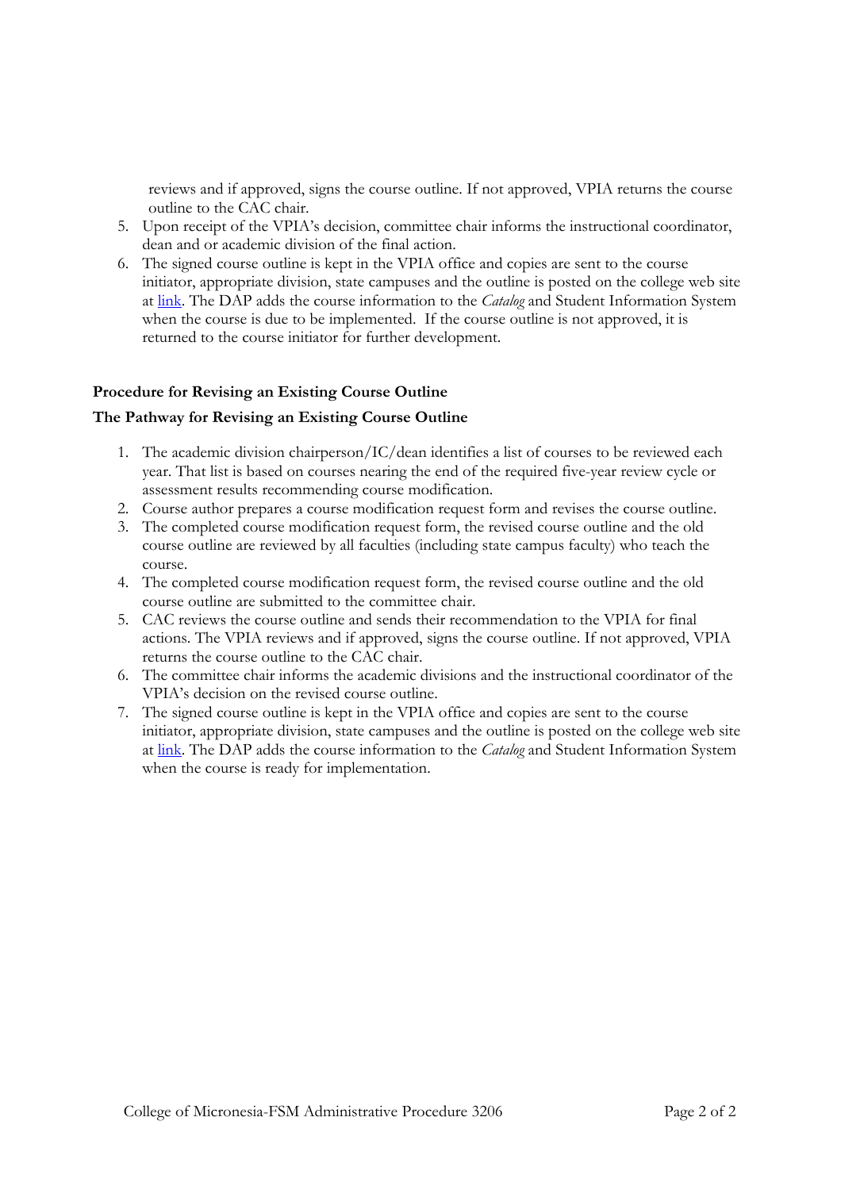reviews and if approved, signs the course outline. If not approved, VPIA returns the course outline to the CAC chair.

5. Upon receipt of the VPIA's decision, committee chair informs the instructional coordinator, dean and or academic division of the final action.
6. The signed course outline is kept in the VPIA office and copies are sent to the course initiator, appropriate division, state campuses and the outline is posted on the college web site at link. The DAP adds the course information to the *Catalog* and Student Information System when the course is due to be implemented. If the course outline is not approved, it is returned to the course initiator for further development.

**Procedure for Revising an Existing Course Outline**

**The Pathway for Revising an Existing Course Outline**

1. The academic division chairperson/IC/dean identifies a list of courses to be reviewed each year. That list is based on courses nearing the end of the required five-year review cycle or assessment results recommending course modification.
2. Course author prepares a course modification request form and revises the course outline.
3. The completed course modification request form, the revised course outline and the old course outline are reviewed by all faculties (including state campus faculty) who teach the course.
4. The completed course modification request form, the revised course outline and the old course outline are submitted to the committee chair.
5. CAC reviews the course outline and sends their recommendation to the VPIA for final actions. The VPIA reviews and if approved, signs the course outline. If not approved, VPIA returns the course outline to the CAC chair.
6. The committee chair informs the academic divisions and the instructional coordinator of the VPIA's decision on the revised course outline.
7. The signed course outline is kept in the VPIA office and copies are sent to the course initiator, appropriate division, state campuses and the outline is posted on the college web site at link. The DAP adds the course information to the *Catalog* and Student Information System when the course is ready for implementation.